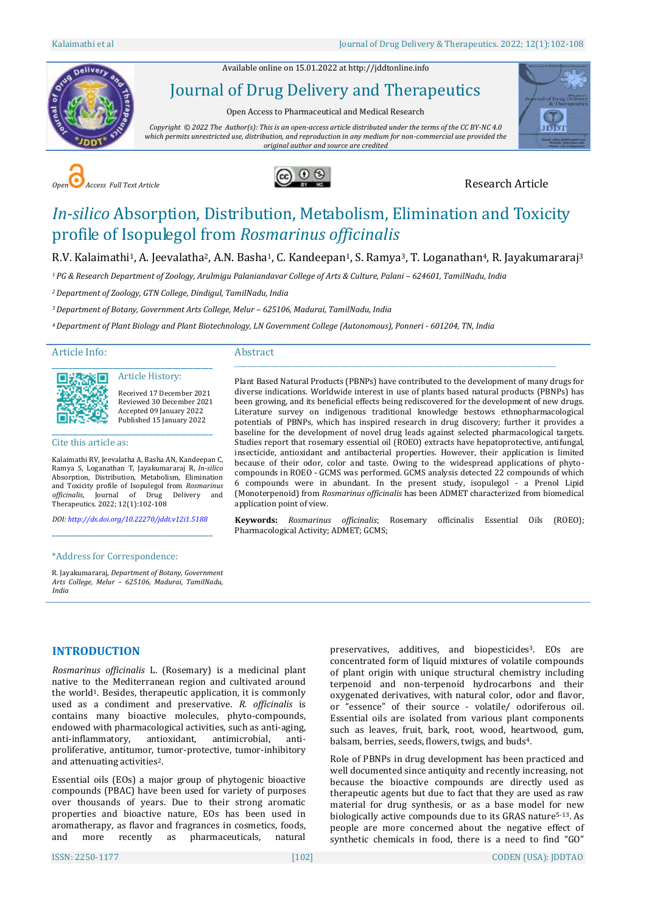Available online on 15.01.2022 at http://jddtonline.info

# Journal of Drug Delivery and Therapeutics

Open Access to Pharmaceutical and Medical Research

*Copyright © 2022 The Author(s): This is an open-access article distributed under the terms of the CC BY-NC 4.0 which permits unrestricted use, distribution, and reproduction in any medium for non-commercial use provided the original author and source are credited*

*Open Access Full Text Article* Research Article

# *In-silico* Absorption, Distribution, Metabolism, Elimination and Toxicity profile of Isopulegol from *Rosmarinus officinalis*

R.V. Kalaimathi[1], A. Jeevalatha[2], A.N. Basha[1], C. Kandeepan[1], S. Ramya[3], T. Loganathan[4], R. Jayakumararaj[3]

*[1] PG & Research Department of Zoology, Arulmigu Palaniandavar College of Arts & Culture, Palani – 624601, TamilNadu, India*

*[2] Department of Zoology, GTN College, Dindigul, TamilNadu, India*

*[3] Department of Botany, Government Arts College, Melur – 625106, Madurai, TamilNadu, India*

*[4] Department of Plant Biology and Plant Biotechnology, LN Government College (Autonomous), Ponneri - 601204, TN, India*

## Article Info:

**Article History:**

Received 17 December 2021
Reviewed 30 December 2021
Accepted 09 January 2022
Published 15 January 2022

**Cite this article as:**

Kalaimathi RV, Jeevalatha A, Basha AN, Kandeepan C, Ramya S, Loganathan T, Jayakumararaj R, *In-silico* Absorption, Distribution, Metabolism, Elimination and Toxicity profile of Isopulegol from *Rosmarinus officinalis*, Journal of Drug Delivery and Therapeutics. 2022; 12(1):102-108

*DOI: http://dx.doi.org/10.22270/jddt.v12i1.5188*

**\*Address for Correspondence:**

R. Jayakumararaj, *Department of Botany, Government Arts College, Melur – 625106, Madurai, TamilNadu, India*

## Abstract

Plant Based Natural Products (PBNPs) have contributed to the development of many drugs for diverse indications. Worldwide interest in use of plants based natural products (PBNPs) has been growing, and its beneficial effects being rediscovered for the development of new drugs. Literature survey on indigenous traditional knowledge bestows ethnopharmacological potentials of PBNPs, which has inspired research in drug discovery; further it provides a baseline for the development of novel drug leads against selected pharmacological targets. Studies report that rosemary essential oil (ROEO) extracts have hepatoprotective, antifungal, insecticide, antioxidant and antibacterial properties. However, their application is limited because of their odor, color and taste. Owing to the widespread applications of phyto-compounds in ROEO - GCMS was performed. GCMS analysis detected 22 compounds of which 6 compounds were in abundant. In the present study, isopulegol - a Prenol Lipid (Monoterpenoid) from *Rosmarinus officinalis* has been ADMET characterized from biomedical application point of view.

**Keywords:** *Rosmarinus officinalis*; Rosemary officinalis Essential Oils (ROEO); Pharmacological Activity; ADMET; GCMS;

## INTRODUCTION

*Rosmarinus officinalis* L. (Rosemary) is a medicinal plant native to the Mediterranean region and cultivated around the world[1]. Besides, therapeutic application, it is commonly used as a condiment and preservative. *R. officinalis* is contains many bioactive molecules, phyto-compounds, endowed with pharmacological activities, such as anti-aging, anti-inflammatory, antioxidant, antimicrobial, anti-proliferative, antitumor, tumor-protective, tumor-inhibitory and attenuating activities[2].

Essential oils (EOs) a major group of phytogenic bioactive compounds (PBAC) have been used for variety of purposes over thousands of years. Due to their strong aromatic properties and bioactive nature, EOs has been used in aromatherapy, as flavor and fragrances in cosmetics, foods, and more recently as pharmaceuticals, natural preservatives, additives, and biopesticides[3]. EOs are concentrated form of liquid mixtures of volatile compounds of plant origin with unique structural chemistry including terpenoid and non-terpenoid hydrocarbons and their oxygenated derivatives, with natural color, odor and flavor, or "essence" of their source - volatile/ odoriferous oil. Essential oils are isolated from various plant components such as leaves, fruit, bark, root, wood, heartwood, gum, balsam, berries, seeds, flowers, twigs, and buds[4].

Role of PBNPs in drug development has been practiced and well documented since antiquity and recently increasing, not because the bioactive compounds are directly used as therapeutic agents but due to fact that they are used as raw material for drug synthesis, or as a base model for new biologically active compounds due to its GRAS nature[5-13]. As people are more concerned about the negative effect of synthetic chemicals in food, there is a need to find "GO"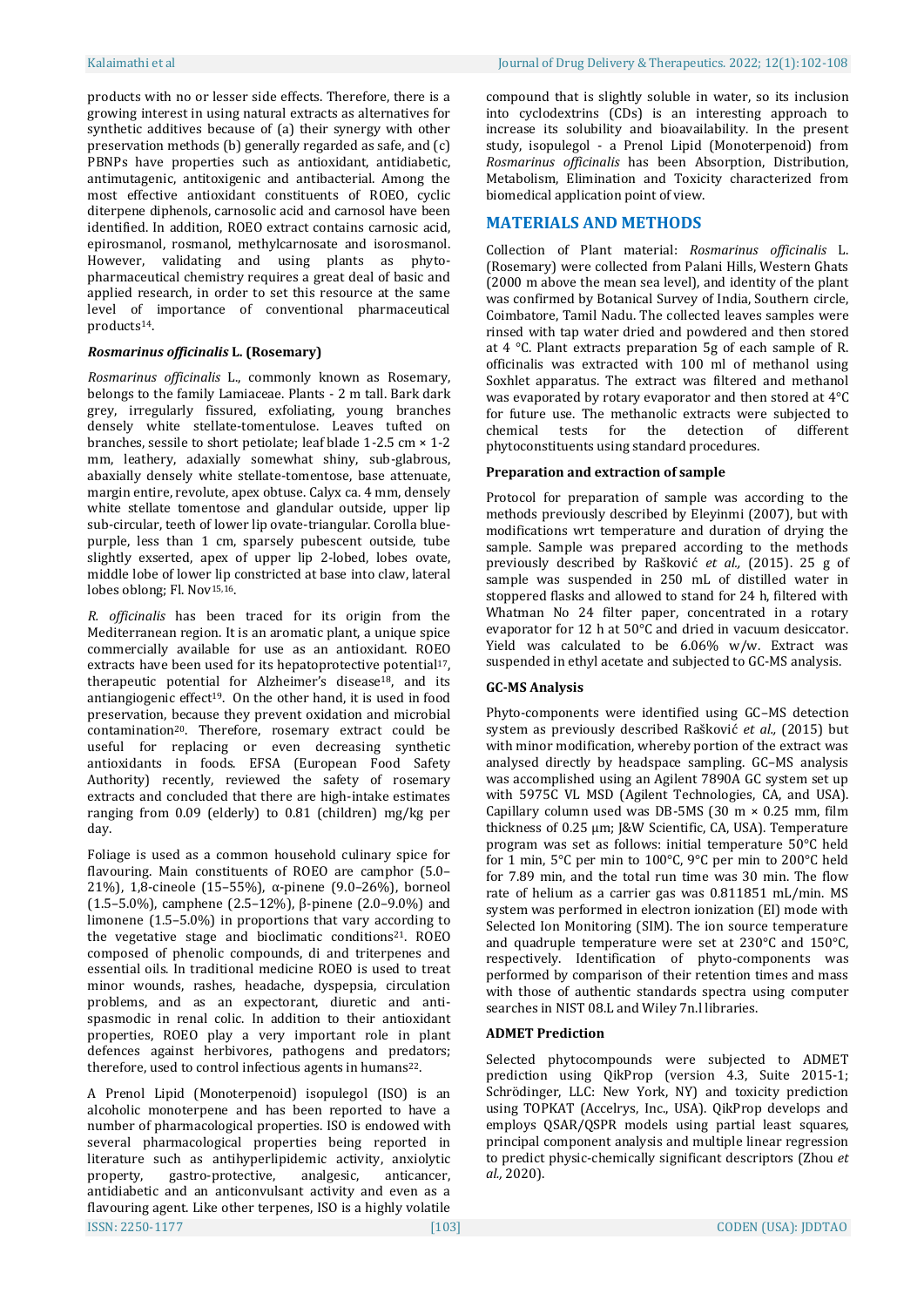products with no or lesser side effects. Therefore, there is a growing interest in using natural extracts as alternatives for synthetic additives because of (a) their synergy with other preservation methods (b) generally regarded as safe, and (c) PBNPs have properties such as antioxidant, antidiabetic, antimutagenic, antitoxigenic and antibacterial. Among the most effective antioxidant constituents of ROEO, cyclic diterpene diphenols, carnosolic acid and carnosol have been identified. In addition, ROEO extract contains carnosic acid, epirosmanol, rosmanol, methylcarnosate and isorosmanol. However, validating and using plants as phyto-pharmaceutical chemistry requires a great deal of basic and applied research, in order to set this resource at the same level of importance of conventional pharmaceutical products[14].

### *Rosmarinus officinalis* L. (Rosemary)

*Rosmarinus officinalis* L., commonly known as Rosemary, belongs to the family Lamiaceae. Plants - 2 m tall. Bark dark grey, irregularly fissured, exfoliating, young branches densely white stellate-tomentulose. Leaves tufted on branches, sessile to short petiolate; leaf blade 1-2.5 cm × 1-2 mm, leathery, adaxially somewhat shiny, sub-glabrous, abaxially densely white stellate-tomentose, base attenuate, margin entire, revolute, apex obtuse. Calyx ca. 4 mm, densely white stellate tomentose and glandular outside, upper lip sub-circular, teeth of lower lip ovate-triangular. Corolla blue-purple, less than 1 cm, sparsely pubescent outside, tube slightly exserted, apex of upper lip 2-lobed, lobes ovate, middle lobe of lower lip constricted at base into claw, lateral lobes oblong; Fl. Nov[15,16].

*R. officinalis* has been traced for its origin from the Mediterranean region. It is an aromatic plant, a unique spice commercially available for use as an antioxidant. ROEO extracts have been used for its hepatoprotective potential[17], therapeutic potential for Alzheimer's disease[18], and its antiangiogenic effect[19]. On the other hand, it is used in food preservation, because they prevent oxidation and microbial contamination[20]. Therefore, rosemary extract could be useful for replacing or even decreasing synthetic antioxidants in foods. EFSA (European Food Safety Authority) recently, reviewed the safety of rosemary extracts and concluded that there are high-intake estimates ranging from 0.09 (elderly) to 0.81 (children) mg/kg per day.

Foliage is used as a common household culinary spice for flavouring. Main constituents of ROEO are camphor (5.0–21%), 1,8-cineole (15–55%), α-pinene (9.0–26%), borneol (1.5–5.0%), camphene (2.5–12%), β-pinene (2.0–9.0%) and limonene (1.5–5.0%) in proportions that vary according to the vegetative stage and bioclimatic conditions[21]. ROEO composed of phenolic compounds, di and triterpenes and essential oils. In traditional medicine ROEO is used to treat minor wounds, rashes, headache, dyspepsia, circulation problems, and as an expectorant, diuretic and anti-spasmodic in renal colic. In addition to their antioxidant properties, ROEO play a very important role in plant defences against herbivores, pathogens and predators; therefore, used to control infectious agents in humans[22].

A Prenol Lipid (Monoterpenoid) isopulegol (ISO) is an alcoholic monoterpene and has been reported to have a number of pharmacological properties. ISO is endowed with several pharmacological properties being reported in literature such as antihyperlipidemic activity, anxiolytic property, gastro-protective, analgesic, anticancer, antidiabetic and an anticonvulsant activity and even as a flavouring agent. Like other terpenes, ISO is a highly volatile compound that is slightly soluble in water, so its inclusion into cyclodextrins (CDs) is an interesting approach to increase its solubility and bioavailability. In the present study, isopulegol - a Prenol Lipid (Monoterpenoid) from *Rosmarinus officinalis* has been Absorption, Distribution, Metabolism, Elimination and Toxicity characterized from biomedical application point of view.

## MATERIALS AND METHODS

Collection of Plant material: *Rosmarinus officinalis* L. (Rosemary) were collected from Palani Hills, Western Ghats (2000 m above the mean sea level), and identity of the plant was confirmed by Botanical Survey of India, Southern circle, Coimbatore, Tamil Nadu. The collected leaves samples were rinsed with tap water dried and powdered and then stored at 4 °C. Plant extracts preparation 5g of each sample of R. officinalis was extracted with 100 ml of methanol using Soxhlet apparatus. The extract was filtered and methanol was evaporated by rotary evaporator and then stored at 4°C for future use. The methanolic extracts were subjected to chemical tests for the detection of different phytoconstituents using standard procedures.

### Preparation and extraction of sample

Protocol for preparation of sample was according to the methods previously described by Eleyinmi (2007), but with modifications wrt temperature and duration of drying the sample. Sample was prepared according to the methods previously described by Rašković *et al.,* (2015). 25 g of sample was suspended in 250 mL of distilled water in stoppered flasks and allowed to stand for 24 h, filtered with Whatman No 24 filter paper, concentrated in a rotary evaporator for 12 h at 50°C and dried in vacuum desiccator. Yield was calculated to be 6.06% w/w. Extract was suspended in ethyl acetate and subjected to GC-MS analysis.

### GC-MS Analysis

Phyto-components were identified using GC–MS detection system as previously described Rašković *et al.,* (2015) but with minor modification, whereby portion of the extract was analysed directly by headspace sampling. GC–MS analysis was accomplished using an Agilent 7890A GC system set up with 5975C VL MSD (Agilent Technologies, CA, and USA). Capillary column used was DB-5MS (30 m × 0.25 mm, film thickness of 0.25 µm; J&W Scientific, CA, USA). Temperature program was set as follows: initial temperature 50°C held for 1 min, 5°C per min to 100°C, 9°C per min to 200°C held for 7.89 min, and the total run time was 30 min. The flow rate of helium as a carrier gas was 0.811851 mL/min. MS system was performed in electron ionization (EI) mode with Selected Ion Monitoring (SIM). The ion source temperature and quadruple temperature were set at 230°C and 150°C, respectively. Identification of phyto-components was performed by comparison of their retention times and mass with those of authentic standards spectra using computer searches in NIST 08.L and Wiley 7n.l libraries.

### ADMET Prediction

Selected phytocompounds were subjected to ADMET prediction using QikProp (version 4.3, Suite 2015-1; Schrödinger, LLC: New York, NY) and toxicity prediction using TOPKAT (Accelrys, Inc., USA). QikProp develops and employs QSAR/QSPR models using partial least squares, principal component analysis and multiple linear regression to predict physic-chemically significant descriptors (Zhou *et al.,* 2020).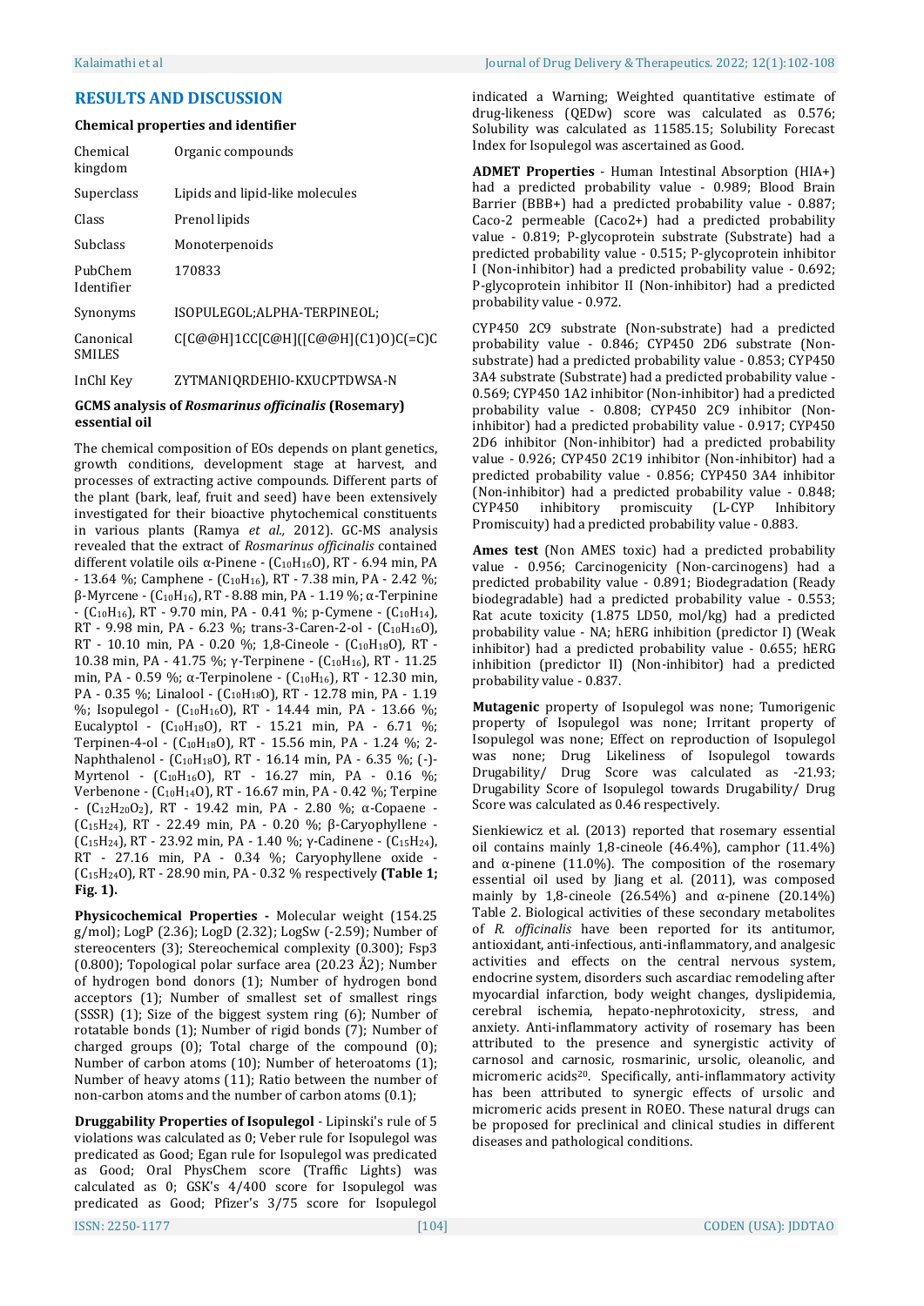## RESULTS AND DISCUSSION

### Chemical properties and identifier

| | |
|---|---|
| Chemical kingdom | Organic compounds |
| Superclass | Lipids and lipid-like molecules |
| Class | Prenol lipids |
| Subclass | Monoterpenoids |
| PubChem Identifier | 170833 |
| Synonyms | ISOPULEGOL;ALPHA-TERPINEOL; |
| Canonical SMILES | C[C@@H]1CC[C@H]([C@@H](C1)O)C(=C)C |
| InChI Key | ZYTMANIQRDEHIO-KXUCPTDWSA-N |

### GCMS analysis of *Rosmarinus officinalis* (Rosemary) essential oil

The chemical composition of EOs depends on plant genetics, growth conditions, development stage at harvest, and processes of extracting active compounds. Different parts of the plant (bark, leaf, fruit and seed) have been extensively investigated for their bioactive phytochemical constituents in various plants (Ramya *et al.,* 2012). GC-MS analysis revealed that the extract of *Rosmarinus officinalis* contained different volatile oils α-Pinene - ($C_{10}H_{16}O$), RT - 6.94 min, PA - 13.64 %; Camphene - ($C_{10}H_{16}$), RT - 7.38 min, PA - 2.42 %; β-Myrcene - ($C_{10}H_{16}$), RT - 8.88 min, PA - 1.19 %; α-Terpinine - ($C_{10}H_{16}$), RT - 9.70 min, PA - 0.41 %; p-Cymene - ($C_{10}H_{14}$), RT - 9.98 min, PA - 6.23 %; trans-3-Caren-2-ol - ($C_{10}H_{16}O$), RT - 10.10 min, PA - 0.20 %; 1,8-Cineole - ($C_{10}H_{18}O$), RT - 10.38 min, PA - 41.75 %; γ-Terpinene - ($C_{10}H_{16}$), RT - 11.25 min, PA - 0.59 %; α-Terpinolene - ($C_{10}H_{16}$), RT - 12.30 min, PA - 0.35 %; Linalool - ($C_{10}H_{18}O$), RT - 12.78 min, PA - 1.19 %; Isopulegol - ($C_{10}H_{16}O$), RT - 14.44 min, PA - 13.66 %; Eucalyptol - ($C_{10}H_{18}O$), RT - 15.21 min, PA - 6.71 %; Terpinen-4-ol - ($C_{10}H_{18}O$), RT - 15.56 min, PA - 1.24 %; 2-Naphthalenol - ($C_{10}H_{18}O$), RT - 16.14 min, PA - 6.35 %; (-)-Myrtenol - ($C_{10}H_{16}O$), RT - 16.27 min, PA - 0.16 %; Verbenone - ($C_{10}H_{14}O$), RT - 16.67 min, PA - 0.42 %; Terpine - ($C_{12}H_{20}O_2$), RT - 19.42 min, PA - 2.80 %; α-Copaene - ($C_{15}H_{24}$), RT - 22.49 min, PA - 0.20 %; β-Caryophyllene - ($C_{15}H_{24}$), RT - 23.92 min, PA - 1.40 %; γ-Cadinene - ($C_{15}H_{24}$), RT - 27.16 min, PA - 0.34 %; Caryophyllene oxide - ($C_{15}H_{24}O$), RT - 28.90 min, PA - 0.32 % respectively **(Table 1; Fig. 1).**

**Physicochemical Properties -** Molecular weight (154.25 g/mol); LogP (2.36); LogD (2.32); LogSw (-2.59); Number of stereocenters (3); Stereochemical complexity (0.300); Fsp3 (0.800); Topological polar surface area (20.23 Å2); Number of hydrogen bond donors (1); Number of hydrogen bond acceptors (1); Number of smallest set of smallest rings (SSSR) (1); Size of the biggest system ring (6); Number of rotatable bonds (1); Number of rigid bonds (7); Number of charged groups (0); Total charge of the compound (0); Number of carbon atoms (10); Number of heteroatoms (1); Number of heavy atoms (11); Ratio between the number of non-carbon atoms and the number of carbon atoms (0.1);

**Druggability Properties of Isopulegol** - Lipinski's rule of 5 violations was calculated as 0; Veber rule for Isopulegol was predicated as Good; Egan rule for Isopulegol was predicated as Good; Oral PhysChem score (Traffic Lights) was calculated as 0; GSK's 4/400 score for Isopulegol was predicated as Good; Pfizer's 3/75 score for Isopulegol indicated a Warning; Weighted quantitative estimate of drug-likeness (QEDw) score was calculated as 0.576; Solubility was calculated as 11585.15; Solubility Forecast Index for Isopulegol was ascertained as Good.

**ADMET Properties** - Human Intestinal Absorption (HIA+) had a predicted probability value - 0.989; Blood Brain Barrier (BBB+) had a predicted probability value - 0.887; Caco-2 permeable (Caco2+) had a predicted probability value - 0.819; P-glycoprotein substrate (Substrate) had a predicted probability value - 0.515; P-glycoprotein inhibitor I (Non-inhibitor) had a predicted probability value - 0.692; P-glycoprotein inhibitor II (Non-inhibitor) had a predicted probability value - 0.972.

CYP450 2C9 substrate (Non-substrate) had a predicted probability value - 0.846; CYP450 2D6 substrate (Non-substrate) had a predicted probability value - 0.853; CYP450 3A4 substrate (Substrate) had a predicted probability value - 0.569; CYP450 1A2 inhibitor (Non-inhibitor) had a predicted probability value - 0.808; CYP450 2C9 inhibitor (Non-inhibitor) had a predicted probability value - 0.917; CYP450 2D6 inhibitor (Non-inhibitor) had a predicted probability value - 0.926; CYP450 2C19 inhibitor (Non-inhibitor) had a predicted probability value - 0.856; CYP450 3A4 inhibitor (Non-inhibitor) had a predicted probability value - 0.848; CYP450 inhibitory promiscuity (L-CYP Inhibitory Promiscuity) had a predicted probability value - 0.883.

**Ames test** (Non AMES toxic) had a predicted probability value - 0.956; Carcinogenicity (Non-carcinogens) had a predicted probability value - 0.891; Biodegradation (Ready biodegradable) had a predicted probability value - 0.553; Rat acute toxicity (1.875 LD50, mol/kg) had a predicted probability value - NA; hERG inhibition (predictor I) (Weak inhibitor) had a predicted probability value - 0.655; hERG inhibition (predictor II) (Non-inhibitor) had a predicted probability value - 0.837.

**Mutagenic** property of Isopulegol was none; Tumorigenic property of Isopulegol was none; Irritant property of Isopulegol was none; Effect on reproduction of Isopulegol was none; Drug Likeliness of Isopulegol towards Drugability/ Drug Score was calculated as -21.93; Drugability Score of Isopulegol towards Drugability/ Drug Score was calculated as 0.46 respectively.

Sienkiewicz et al. (2013) reported that rosemary essential oil contains mainly 1,8-cineole (46.4%), camphor (11.4%) and α-pinene (11.0%). The composition of the rosemary essential oil used by Jiang et al. (2011), was composed mainly by 1,8-cineole (26.54%) and α-pinene (20.14%) Table 2. Biological activities of these secondary metabolites of *R. officinalis* have been reported for its antitumor, antioxidant, anti-infectious, anti-inflammatory, and analgesic activities and effects on the central nervous system, endocrine system, disorders such ascardiac remodeling after myocardial infarction, body weight changes, dyslipidemia, cerebral ischemia, hepato-nephrotoxicity, stress, and anxiety. Anti-inflammatory activity of rosemary has been attributed to the presence and synergistic activity of carnosol and carnosic, rosmarinic, ursolic, oleanolic, and micromeric acids[20]. Specifically, anti-inflammatory activity has been attributed to synergic effects of ursolic and micromeric acids present in ROEO. These natural drugs can be proposed for preclinical and clinical studies in different diseases and pathological conditions.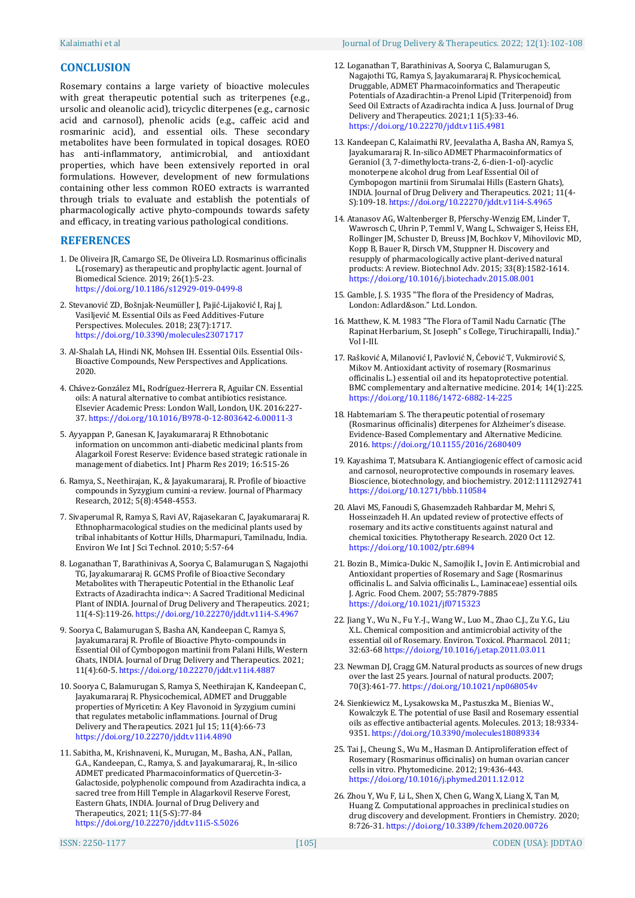## CONCLUSION

Rosemary contains a large variety of bioactive molecules with great therapeutic potential such as triterpenes (e.g., ursolic and oleanolic acid), tricyclic diterpenes (e.g., carnosic acid and carnosol), phenolic acids (e.g., caffeic acid and rosmarinic acid), and essential oils. These secondary metabolites have been formulated in topical dosages. ROEO has anti-inflammatory, antimicrobial, and antioxidant properties, which have been extensively reported in oral formulations. However, development of new formulations containing other less common ROEO extracts is warranted through trials to evaluate and establish the potentials of pharmacologically active phyto-compounds towards safety and efficacy, in treating various pathological conditions.

## REFERENCES

1. De Oliveira JR, Camargo SE, De Oliveira LD. Rosmarinus officinalis L.(rosemary) as therapeutic and prophylactic agent. Journal of Biomedical Science. 2019; 26(1):5-23. https://doi.org/10.1186/s12929-019-0499-8

2. Stevanović ZD, Bošnjak-Neumüller J, Pajić-Lijaković I, Raj J, Vasiljević M. Essential Oils as Feed Additives-Future Perspectives. Molecules. 2018; 23(7):1717. https://doi.org/10.3390/molecules23071717

3. Al-Shalah LA, Hindi NK, Mohsen IH. Essential Oils. Essential Oils-Bioactive Compounds, New Perspectives and Applications. 2020.

4. Chávez-González ML, Rodríguez-Herrera R, Aguilar CN. Essential oils: A natural alternative to combat antibiotics resistance. Elsevier Academic Press: London Wall, London, UK. 2016:227-37. https://doi.org/10.1016/B978-0-12-803642-6.00011-3

5. Ayyappan P, Ganesan K, Jayakumararaj R Ethnobotanic information on uncommon anti-diabetic medicinal plants from Alagarkoil Forest Reserve: Evidence based strategic rationale in management of diabetics. Int J Pharm Res 2019; 16:515-26

6. Ramya, S., Neethirajan, K., & Jayakumararaj, R. Profile of bioactive compounds in Syzygium cumini-a review. Journal of Pharmacy Research, 2012; 5(8):4548-4553.

7. Sivaperumal R, Ramya S, Ravi AV, Rajasekaran C, Jayakumararaj R. Ethnopharmacological studies on the medicinal plants used by tribal inhabitants of Kottur Hills, Dharmapuri, Tamilnadu, India. Environ We Int J Sci Technol. 2010; 5:57-64

8. Loganathan T, Barathinivas A, Soorya C, Balamurugan S, Nagajothi TG, Jayakumararaj R. GCMS Profile of Bioactive Secondary Metabolites with Therapeutic Potential in the Ethanolic Leaf Extracts of Azadirachta indica¬: A Sacred Traditional Medicinal Plant of INDIA. Journal of Drug Delivery and Therapeutics. 2021; 11(4-S):119-26. https://doi.org/10.22270/jddt.v11i4-S.4967

9. Soorya C, Balamurugan S, Basha AN, Kandeepan C, Ramya S, Jayakumararaj R. Profile of Bioactive Phyto-compounds in Essential Oil of Cymbopogon martinii from Palani Hills, Western Ghats, INDIA. Journal of Drug Delivery and Therapeutics. 2021; 11(4):60-5. https://doi.org/10.22270/jddt.v11i4.4887

10. Soorya C, Balamurugan S, Ramya S, Neethirajan K, Kandeepan C, Jayakumararaj R. Physicochemical, ADMET and Druggable properties of Myricetin: A Key Flavonoid in Syzygium cumini that regulates metabolic inflammations. Journal of Drug Delivery and Therapeutics. 2021 Jul 15; 11(4):66-73 https://doi.org/10.22270/jddt.v11i4.4890

11. Sabitha, M., Krishnaveni, K., Murugan, M., Basha, A.N., Pallan, G.A., Kandeepan, C., Ramya, S. and Jayakumararaj, R., In-silico ADMET predicated Pharmacoinformatics of Quercetin-3-Galactoside, polyphenolic compound from Azadirachta indica, a sacred tree from Hill Temple in Alagarkovil Reserve Forest, Eastern Ghats, INDIA. Journal of Drug Delivery and Therapeutics, 2021; 11(5-S):77-84 https://doi.org/10.22270/jddt.v11i5-S.5026

12. Loganathan T, Barathinivas A, Soorya C, Balamurugan S, Nagajothi TG, Ramya S, Jayakumararaj R. Physicochemical, Druggable, ADMET Pharmacoinformatics and Therapeutic Potentials of Azadirachtin-a Prenol Lipid (Triterpenoid) from Seed Oil Extracts of Azadirachta indica A. Juss. Journal of Drug Delivery and Therapeutics. 2021;1 1(5):33-46. https://doi.org/10.22270/jddt.v11i5.4981

13. Kandeepan C, Kalaimathi RV, Jeevalatha A, Basha AN, Ramya S, Jayakumararaj R. In-silico ADMET Pharmacoinformatics of Geraniol (3, 7-dimethylocta-trans-2, 6-dien-1-ol)-acyclic monoterpene alcohol drug from Leaf Essential Oil of Cymbopogon martinii from Sirumalai Hills (Eastern Ghats), INDIA. Journal of Drug Delivery and Therapeutics. 2021; 11(4-S):109-18. https://doi.org/10.22270/jddt.v11i4-S.4965

14. Atanasov AG, Waltenberger B, Pferschy-Wenzig EM, Linder T, Wawrosch C, Uhrin P, Temml V, Wang L, Schwaiger S, Heiss EH, Rollinger JM, Schuster D, Breuss JM, Bochkov V, Mihovilovic MD, Kopp B, Bauer R, Dirsch VM, Stuppner H. Discovery and resupply of pharmacologically active plant-derived natural products: A review. Biotechnol Adv. 2015; 33(8):1582-1614. https://doi.org/10.1016/j.biotechadv.2015.08.001

15. Gamble, J. S. 1935 "The flora of the Presidency of Madras, London: Adlard&son." Ltd. London.

16. Matthew, K. M. 1983 "The Flora of Tamil Nadu Carnatic (The Rapinat Herbarium, St. Joseph" s College, Tiruchirapalli, India)." Vol I-III.

17. Rašković A, Milanović I, Pavlović N, Ćebović T, Vukmirović S, Mikov M. Antioxidant activity of rosemary (Rosmarinus officinalis L.) essential oil and its hepatoprotective potential. BMC complementary and alternative medicine. 2014; 14(1):225. https://doi.org/10.1186/1472-6882-14-225

18. Habtemariam S. The therapeutic potential of rosemary (Rosmarinus officinalis) diterpenes for Alzheimer's disease. Evidence-Based Complementary and Alternative Medicine. 2016. https://doi.org/10.1155/2016/2680409

19. Kayashima T, Matsubara K. Antiangiogenic effect of carnosic acid and carnosol, neuroprotective compounds in rosemary leaves. Bioscience, biotechnology, and biochemistry. 2012:1111292741 https://doi.org/10.1271/bbb.110584

20. Alavi MS, Fanoudi S, Ghasemzadeh Rahbardar M, Mehri S, Hosseinzadeh H. An updated review of protective effects of rosemary and its active constituents against natural and chemical toxicities. Phytotherapy Research. 2020 Oct 12. https://doi.org/10.1002/ptr.6894

21. Bozin B., Mimica-Dukic N., Samojlik I., Jovin E. Antimicrobial and Antioxidant properties of Rosemary and Sage (Rosmarinus officinalis L. and Salvia officinalis L., Laminaceae) essential oils. J. Agric. Food Chem. 2007; 55:7879-7885 https://doi.org/10.1021/jf0715323

22. Jiang Y., Wu N., Fu Y.-J., Wang W., Luo M., Zhao C.J., Zu Y.G., Liu X.L. Chemical composition and antimicrobial activity of the essential oil of Rosemary. Environ. Toxicol. Pharmacol. 2011; 32:63-68 https://doi.org/10.1016/j.etap.2011.03.011

23. Newman DJ, Cragg GM. Natural products as sources of new drugs over the last 25 years. Journal of natural products. 2007; 70(3):461-77. https://doi.org/10.1021/np068054v

24. Sienkiewicz M., Lysakowska M., Pastuszka M., Bienias W., Kowalczyk E. The potential of use Basil and Rosemary essential oils as effective antibacterial agents. Molecules. 2013; 18:9334-9351. https://doi.org/10.3390/molecules18089334

25. Tai J., Cheung S., Wu M., Hasman D. Antiproliferation effect of Rosemary (Rosmarinus officinalis) on human ovarian cancer cells in vitro. Phytomedicine. 2012; 19:436-443. https://doi.org/10.1016/j.phymed.2011.12.012

26. Zhou Y, Wu F, Li L, Shen X, Chen G, Wang X, Liang X, Tan M, Huang Z. Computational approaches in preclinical studies on drug discovery and development. Frontiers in Chemistry. 2020; 8:726-31. https://doi.org/10.3389/fchem.2020.00726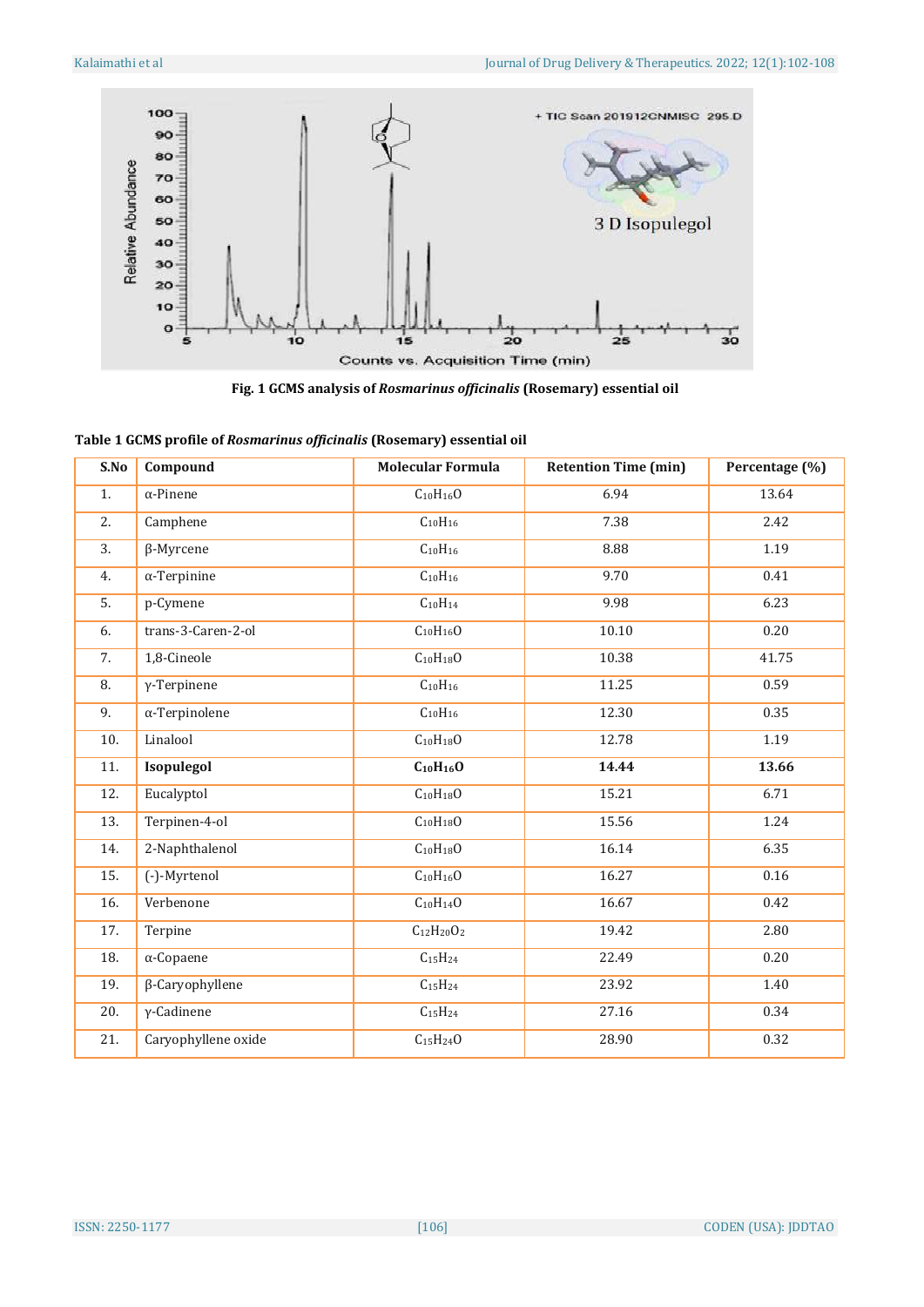**Fig. 1 GCMS analysis of *Rosmarinus officinalis* (Rosemary) essential oil**

**Table 1 GCMS profile of *Rosmarinus officinalis* (Rosemary) essential oil**

| S.No | Compound | Molecular Formula | Retention Time (min) | Percentage (%) |
|---|---|---|---|---|
| 1. | α-Pinene | $C_{10}H_{16}O$ | 6.94 | 13.64 |
| 2. | Camphene | $C_{10}H_{16}$ | 7.38 | 2.42 |
| 3. | β-Myrcene | $C_{10}H_{16}$ | 8.88 | 1.19 |
| 4. | α-Terpinine | $C_{10}H_{16}$ | 9.70 | 0.41 |
| 5. | p-Cymene | $C_{10}H_{14}$ | 9.98 | 6.23 |
| 6. | trans-3-Caren-2-ol | $C_{10}H_{16}O$ | 10.10 | 0.20 |
| 7. | 1,8-Cineole | $C_{10}H_{18}O$ | 10.38 | 41.75 |
| 8. | γ-Terpinene | $C_{10}H_{16}$ | 11.25 | 0.59 |
| 9. | α-Terpinolene | $C_{10}H_{16}$ | 12.30 | 0.35 |
| 10. | Linalool | $C_{10}H_{18}O$ | 12.78 | 1.19 |
| **11.** | **Isopulegol** | **$C_{10}H_{16}O$** | **14.44** | **13.66** |
| 12. | Eucalyptol | $C_{10}H_{18}O$ | 15.21 | 6.71 |
| 13. | Terpinen-4-ol | $C_{10}H_{18}O$ | 15.56 | 1.24 |
| 14. | 2-Naphthalenol | $C_{10}H_{18}O$ | 16.14 | 6.35 |
| 15. | (-)-Myrtenol | $C_{10}H_{16}O$ | 16.27 | 0.16 |
| 16. | Verbenone | $C_{10}H_{14}O$ | 16.67 | 0.42 |
| 17. | Terpine | $C_{12}H_{20}O_2$ | 19.42 | 2.80 |
| 18. | α-Copaene | $C_{15}H_{24}$ | 22.49 | 0.20 |
| 19. | β-Caryophyllene | $C_{15}H_{24}$ | 23.92 | 1.40 |
| 20. | γ-Cadinene | $C_{15}H_{24}$ | 27.16 | 0.34 |
| 21. | Caryophyllene oxide | $C_{15}H_{24}O$ | 28.90 | 0.32 |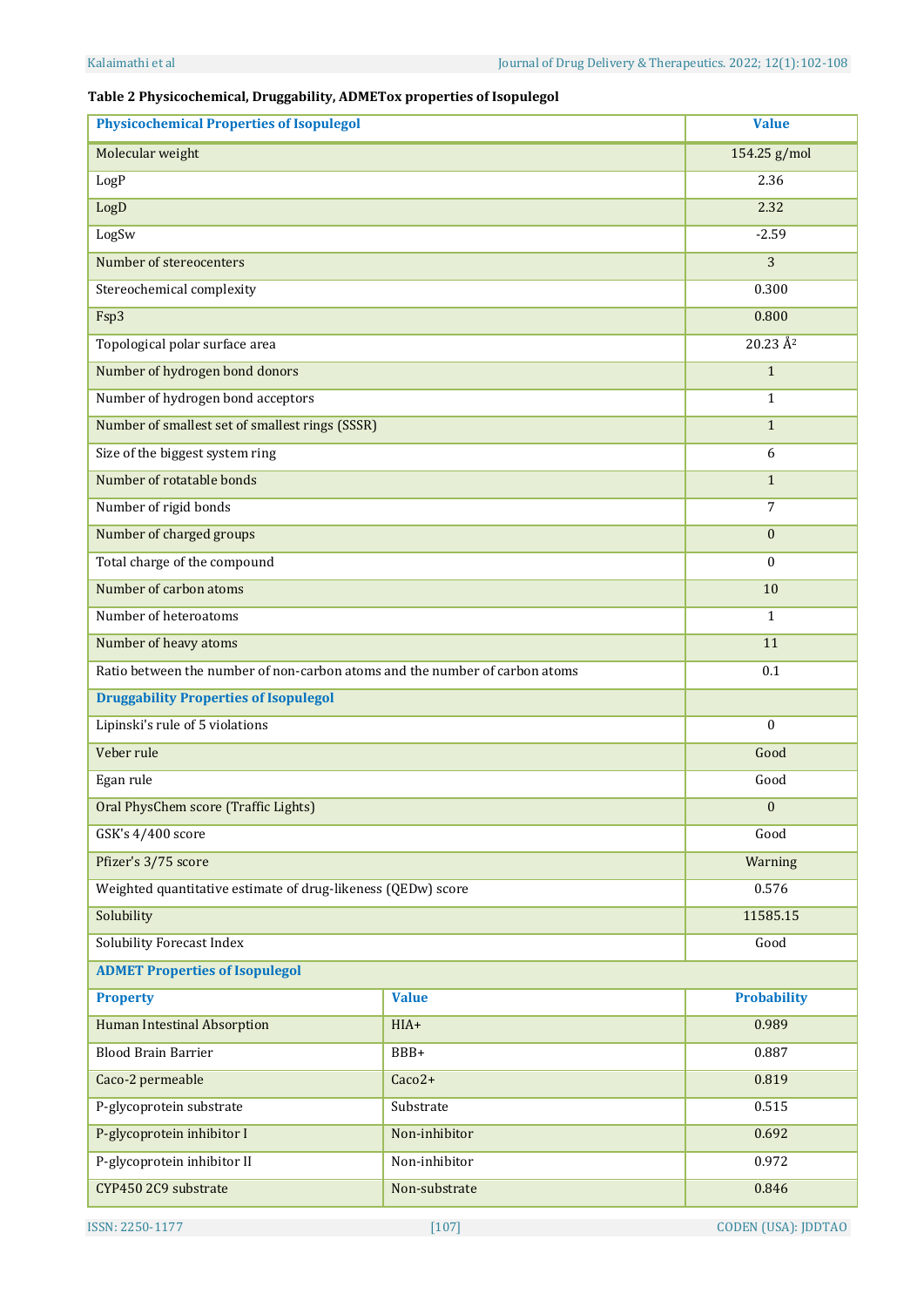**Table 2 Physicochemical, Druggability, ADMETox properties of Isopulegol**

| Physicochemical Properties of Isopulegol | | Value |
|---|---|---|
| Molecular weight | | 154.25 g/mol |
| LogP | | 2.36 |
| LogD | | 2.32 |
| LogSw | | -2.59 |
| Number of stereocenters | | 3 |
| Stereochemical complexity | | 0.300 |
| Fsp3 | | 0.800 |
| Topological polar surface area | | 20.23 Å$^2$ |
| Number of hydrogen bond donors | | 1 |
| Number of hydrogen bond acceptors | | 1 |
| Number of smallest set of smallest rings (SSSR) | | 1 |
| Size of the biggest system ring | | 6 |
| Number of rotatable bonds | | 1 |
| Number of rigid bonds | | 7 |
| Number of charged groups | | 0 |
| Total charge of the compound | | 0 |
| Number of carbon atoms | | 10 |
| Number of heteroatoms | | 1 |
| Number of heavy atoms | | 11 |
| Ratio between the number of non-carbon atoms and the number of carbon atoms | | 0.1 |
| **Druggability Properties of Isopulegol** | | |
| Lipinski's rule of 5 violations | | 0 |
| Veber rule | | Good |
| Egan rule | | Good |
| Oral PhysChem score (Traffic Lights) | | 0 |
| GSK's 4/400 score | | Good |
| Pfizer's 3/75 score | | Warning |
| Weighted quantitative estimate of drug-likeness (QEDw) score | | 0.576 |
| Solubility | | 11585.15 |
| Solubility Forecast Index | | Good |
| **ADMET Properties of Isopulegol** | | |
| **Property** | **Value** | **Probability** |
| Human Intestinal Absorption | HIA+ | 0.989 |
| Blood Brain Barrier | BBB+ | 0.887 |
| Caco-2 permeable | Caco2+ | 0.819 |
| P-glycoprotein substrate | Substrate | 0.515 |
| P-glycoprotein inhibitor I | Non-inhibitor | 0.692 |
| P-glycoprotein inhibitor II | Non-inhibitor | 0.972 |
| CYP450 2C9 substrate | Non-substrate | 0.846 |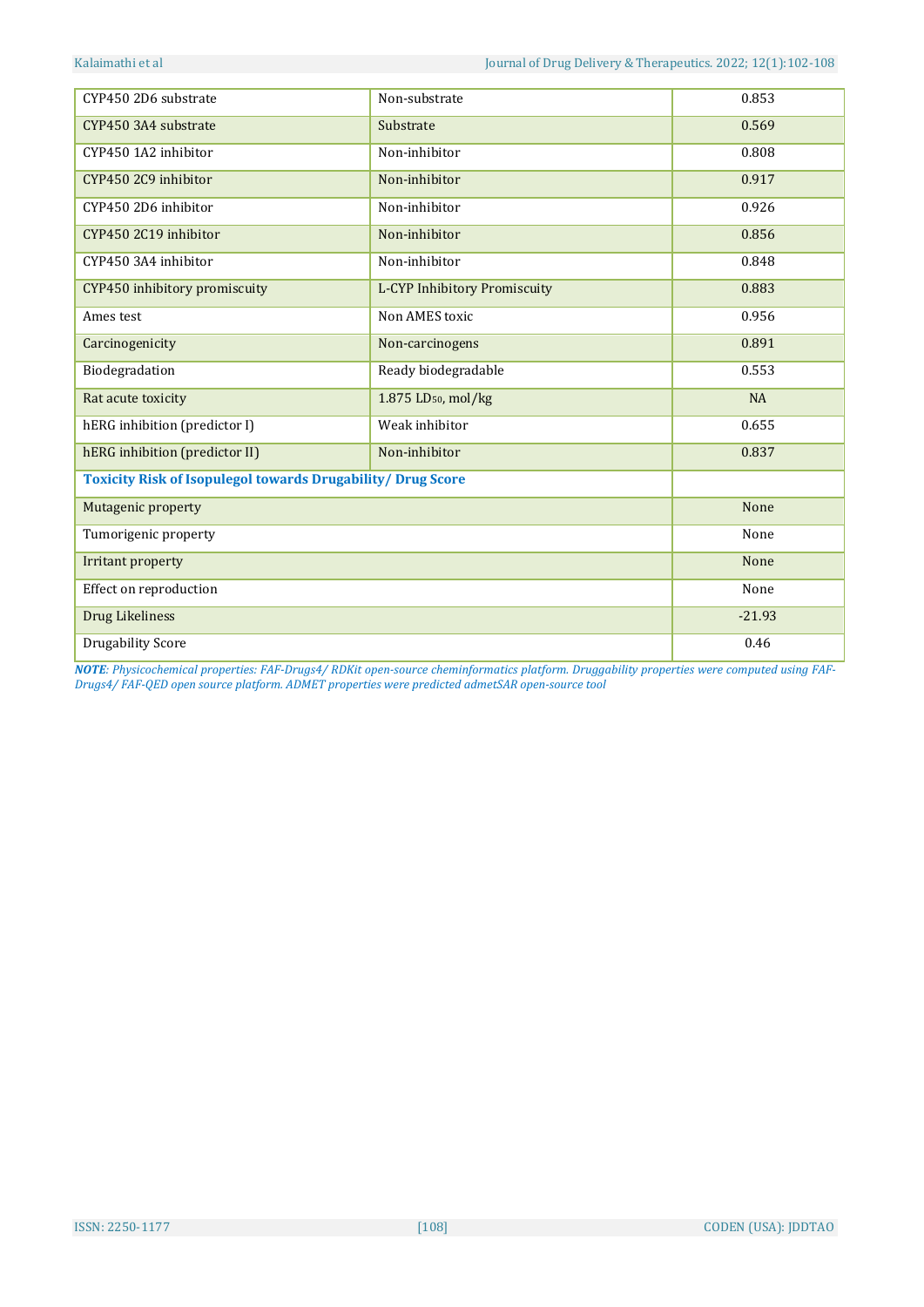| | | |
|---|---|---|
| CYP450 2D6 substrate | Non-substrate | 0.853 |
| CYP450 3A4 substrate | Substrate | 0.569 |
| CYP450 1A2 inhibitor | Non-inhibitor | 0.808 |
| CYP450 2C9 inhibitor | Non-inhibitor | 0.917 |
| CYP450 2D6 inhibitor | Non-inhibitor | 0.926 |
| CYP450 2C19 inhibitor | Non-inhibitor | 0.856 |
| CYP450 3A4 inhibitor | Non-inhibitor | 0.848 |
| CYP450 inhibitory promiscuity | L-CYP Inhibitory Promiscuity | 0.883 |
| Ames test | Non AMES toxic | 0.956 |
| Carcinogenicity | Non-carcinogens | 0.891 |
| Biodegradation | Ready biodegradable | 0.553 |
| Rat acute toxicity | 1.875 $LD_{50}$, mol/kg | NA |
| hERG inhibition (predictor I) | Weak inhibitor | 0.655 |
| hERG inhibition (predictor II) | Non-inhibitor | 0.837 |
| **Toxicity Risk of Isopulegol towards Drugability/ Drug Score** | | |
| Mutagenic property | | None |
| Tumorigenic property | | None |
| Irritant property | | None |
| Effect on reproduction | | None |
| Drug Likeliness | | -21.93 |
| Drugability Score | | 0.46 |

***NOTE**: Physicochemical properties: FAF-Drugs4/ RDKit open-source cheminformatics platform. Druggability properties were computed using FAF-Drugs4/ FAF-QED open source platform. ADMET properties were predicted admetSAR open-source tool*